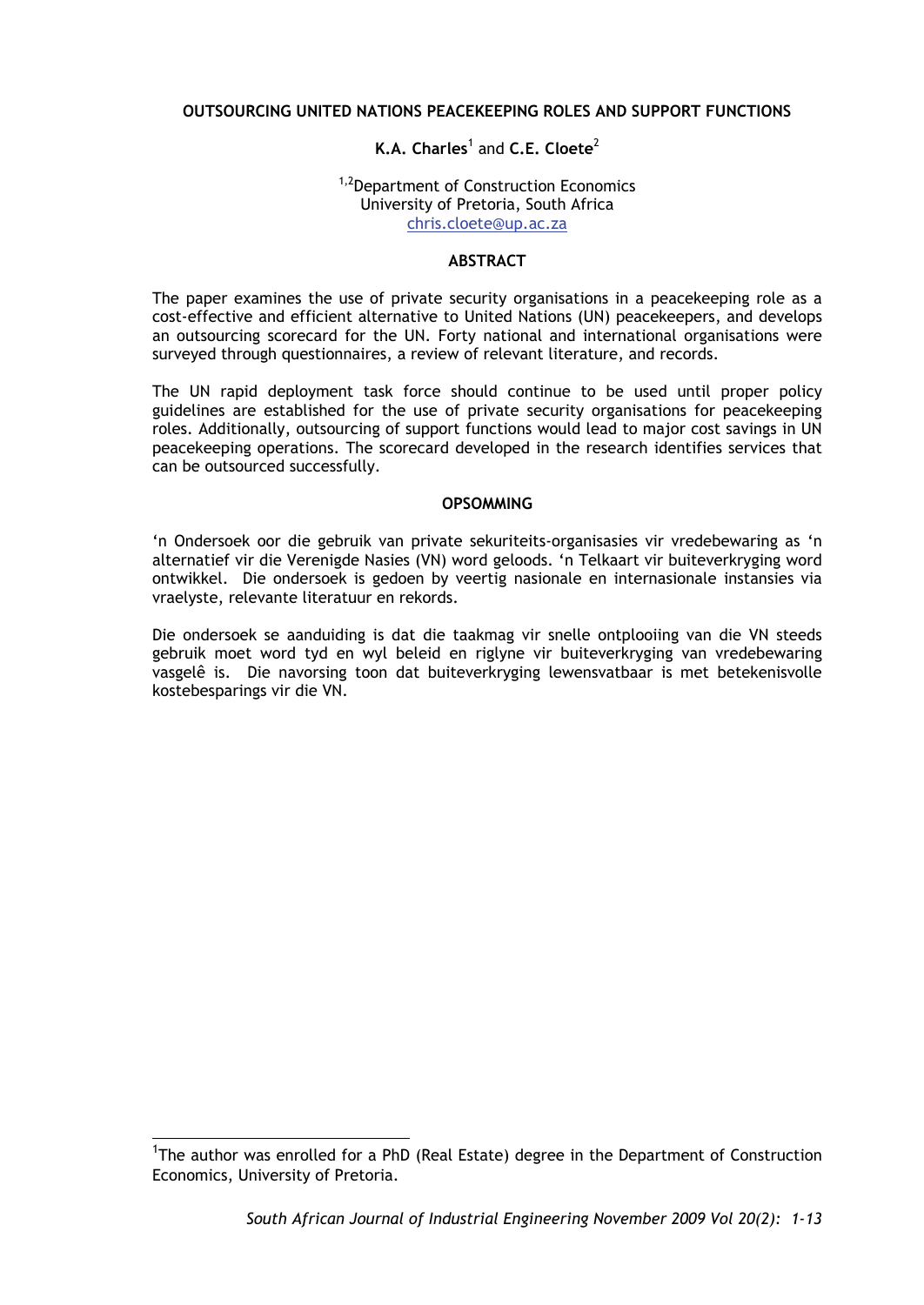# OUTSOURCING UNITED NATIONS PEACEKEEPING ROLES AND SUPPORT FUNCTIONS

**K.A. Charles**[1] and **C.E. Cloete**[2]

[1,2]Department of Construction Economics
University of Pretoria, South Africa
chris.cloete@up.ac.za

## ABSTRACT

The paper examines the use of private security organisations in a peacekeeping role as a cost-effective and efficient alternative to United Nations (UN) peacekeepers, and develops an outsourcing scorecard for the UN. Forty national and international organisations were surveyed through questionnaires, a review of relevant literature, and records.

The UN rapid deployment task force should continue to be used until proper policy guidelines are established for the use of private security organisations for peacekeeping roles. Additionally, outsourcing of support functions would lead to major cost savings in UN peacekeeping operations. The scorecard developed in the research identifies services that can be outsourced successfully.

## OPSOMMING

'n Ondersoek oor die gebruik van private sekuriteits-organisasies vir vredebewaring as 'n alternatief vir die Verenigde Nasies (VN) word geloods. 'n Telkaart vir buiteverkryging word ontwikkel. Die ondersoek is gedoen by veertig nasionale en internasionale instansies via vraelyste, relevante literatuur en rekords.

Die ondersoek se aanduiding is dat die taakmag vir snelle ontplooiing van die VN steeds gebruik moet word tyd en wyl beleid en riglyne vir buiteverkryging van vredebewaring vasgelê is. Die navorsing toon dat buiteverkryging lewensvatbaar is met betekenisvolle kostebesparings vir die VN.

---

[1]The author was enrolled for a PhD (Real Estate) degree in the Department of Construction Economics, University of Pretoria.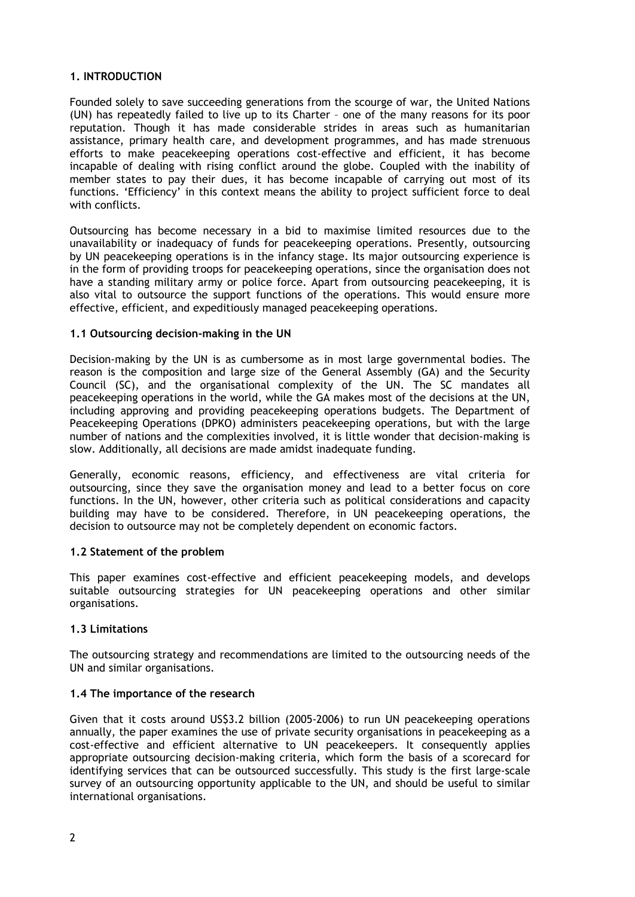## 1. INTRODUCTION

Founded solely to save succeeding generations from the scourge of war, the United Nations (UN) has repeatedly failed to live up to its Charter – one of the many reasons for its poor reputation. Though it has made considerable strides in areas such as humanitarian assistance, primary health care, and development programmes, and has made strenuous efforts to make peacekeeping operations cost-effective and efficient, it has become incapable of dealing with rising conflict around the globe. Coupled with the inability of member states to pay their dues, it has become incapable of carrying out most of its functions. 'Efficiency' in this context means the ability to project sufficient force to deal with conflicts.

Outsourcing has become necessary in a bid to maximise limited resources due to the unavailability or inadequacy of funds for peacekeeping operations. Presently, outsourcing by UN peacekeeping operations is in the infancy stage. Its major outsourcing experience is in the form of providing troops for peacekeeping operations, since the organisation does not have a standing military army or police force. Apart from outsourcing peacekeeping, it is also vital to outsource the support functions of the operations. This would ensure more effective, efficient, and expeditiously managed peacekeeping operations.

### 1.1 Outsourcing decision-making in the UN

Decision-making by the UN is as cumbersome as in most large governmental bodies. The reason is the composition and large size of the General Assembly (GA) and the Security Council (SC), and the organisational complexity of the UN. The SC mandates all peacekeeping operations in the world, while the GA makes most of the decisions at the UN, including approving and providing peacekeeping operations budgets. The Department of Peacekeeping Operations (DPKO) administers peacekeeping operations, but with the large number of nations and the complexities involved, it is little wonder that decision-making is slow. Additionally, all decisions are made amidst inadequate funding.

Generally, economic reasons, efficiency, and effectiveness are vital criteria for outsourcing, since they save the organisation money and lead to a better focus on core functions. In the UN, however, other criteria such as political considerations and capacity building may have to be considered. Therefore, in UN peacekeeping operations, the decision to outsource may not be completely dependent on economic factors.

### 1.2 Statement of the problem

This paper examines cost-effective and efficient peacekeeping models, and develops suitable outsourcing strategies for UN peacekeeping operations and other similar organisations.

### 1.3 Limitations

The outsourcing strategy and recommendations are limited to the outsourcing needs of the UN and similar organisations.

### 1.4 The importance of the research

Given that it costs around US$3.2 billion (2005-2006) to run UN peacekeeping operations annually, the paper examines the use of private security organisations in peacekeeping as a cost-effective and efficient alternative to UN peacekeepers. It consequently applies appropriate outsourcing decision-making criteria, which form the basis of a scorecard for identifying services that can be outsourced successfully. This study is the first large-scale survey of an outsourcing opportunity applicable to the UN, and should be useful to similar international organisations.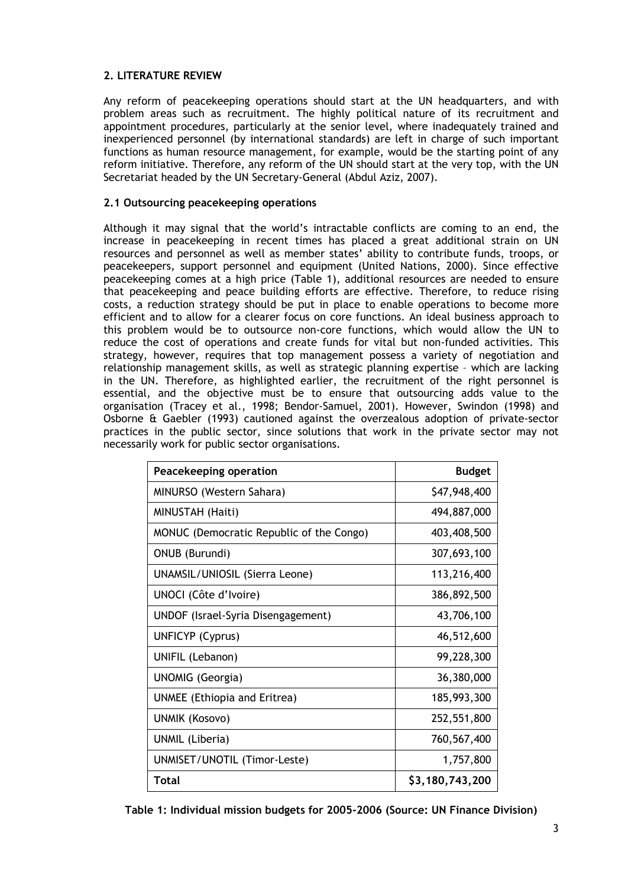## 2. LITERATURE REVIEW

Any reform of peacekeeping operations should start at the UN headquarters, and with problem areas such as recruitment. The highly political nature of its recruitment and appointment procedures, particularly at the senior level, where inadequately trained and inexperienced personnel (by international standards) are left in charge of such important functions as human resource management, for example, would be the starting point of any reform initiative. Therefore, any reform of the UN should start at the very top, with the UN Secretariat headed by the UN Secretary-General (Abdul Aziz, 2007).

### 2.1 Outsourcing peacekeeping operations

Although it may signal that the world's intractable conflicts are coming to an end, the increase in peacekeeping in recent times has placed a great additional strain on UN resources and personnel as well as member states' ability to contribute funds, troops, or peacekeepers, support personnel and equipment (United Nations, 2000). Since effective peacekeeping comes at a high price (Table 1), additional resources are needed to ensure that peacekeeping and peace building efforts are effective. Therefore, to reduce rising costs, a reduction strategy should be put in place to enable operations to become more efficient and to allow for a clearer focus on core functions. An ideal business approach to this problem would be to outsource non-core functions, which would allow the UN to reduce the cost of operations and create funds for vital but non-funded activities. This strategy, however, requires that top management possess a variety of negotiation and relationship management skills, as well as strategic planning expertise – which are lacking in the UN. Therefore, as highlighted earlier, the recruitment of the right personnel is essential, and the objective must be to ensure that outsourcing adds value to the organisation (Tracey et al., 1998; Bendor-Samuel, 2001). However, Swindon (1998) and Osborne & Gaebler (1993) cautioned against the overzealous adoption of private-sector practices in the public sector, since solutions that work in the private sector may not necessarily work for public sector organisations.

| Peacekeeping operation | Budget |
|---|---:|
| MINURSO (Western Sahara) | $47,948,400 |
| MINUSTAH (Haiti) | 494,887,000 |
| MONUC (Democratic Republic of the Congo) | 403,408,500 |
| ONUB (Burundi) | 307,693,100 |
| UNAMSIL/UNIOSIL (Sierra Leone) | 113,216,400 |
| UNOCI (Côte d'Ivoire) | 386,892,500 |
| UNDOF (Israel-Syria Disengagement) | 43,706,100 |
| UNFICYP (Cyprus) | 46,512,600 |
| UNIFIL (Lebanon) | 99,228,300 |
| UNOMIG (Georgia) | 36,380,000 |
| UNMEE (Ethiopia and Eritrea) | 185,993,300 |
| UNMIK (Kosovo) | 252,551,800 |
| UNMIL (Liberia) | 760,567,400 |
| UNMISET/UNOTIL (Timor-Leste) | 1,757,800 |
| **Total** | **$3,180,743,200** |

**Table 1: Individual mission budgets for 2005-2006 (Source: UN Finance Division)**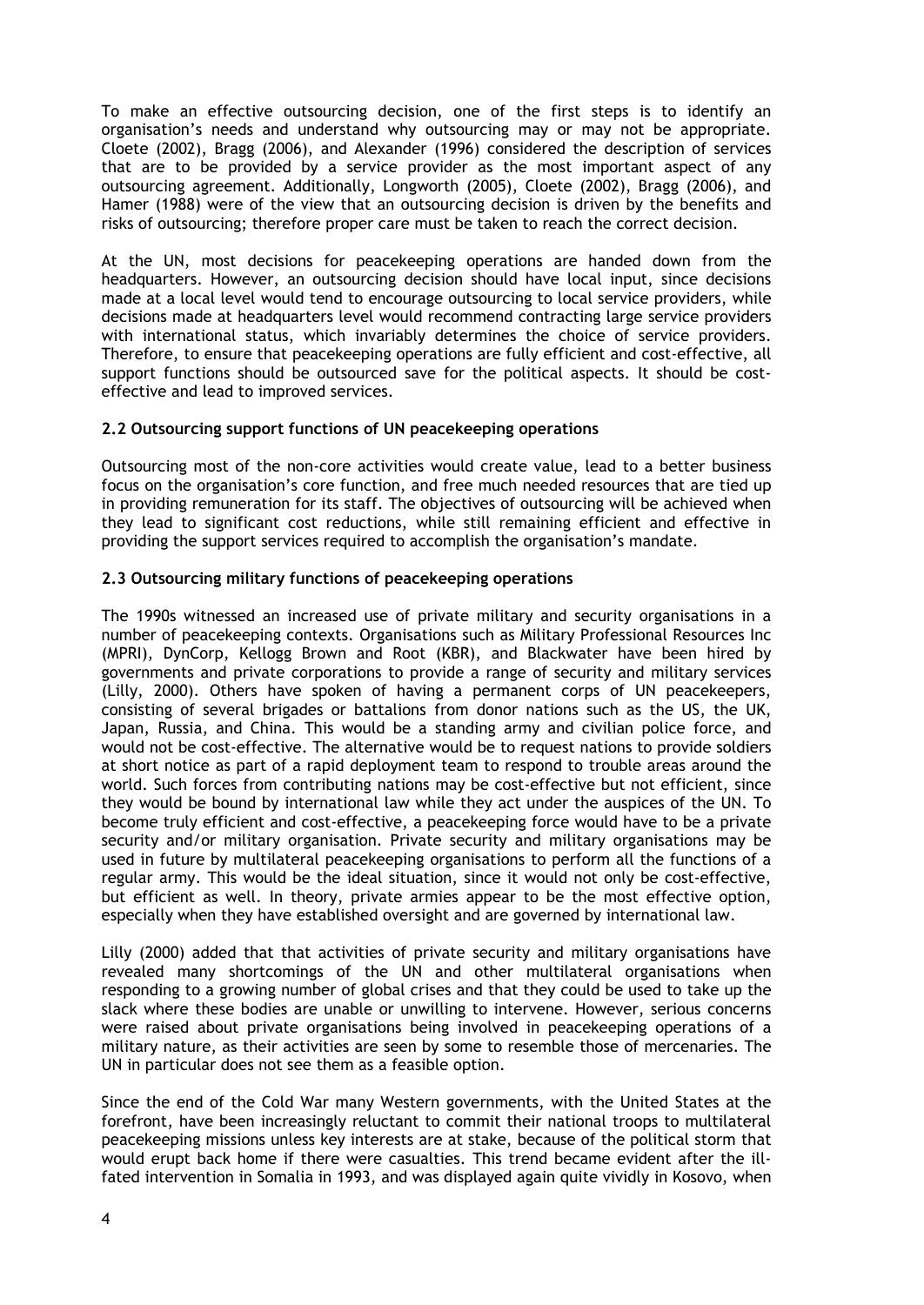To make an effective outsourcing decision, one of the first steps is to identify an organisation's needs and understand why outsourcing may or may not be appropriate. Cloete (2002), Bragg (2006), and Alexander (1996) considered the description of services that are to be provided by a service provider as the most important aspect of any outsourcing agreement. Additionally, Longworth (2005), Cloete (2002), Bragg (2006), and Hamer (1988) were of the view that an outsourcing decision is driven by the benefits and risks of outsourcing; therefore proper care must be taken to reach the correct decision.

At the UN, most decisions for peacekeeping operations are handed down from the headquarters. However, an outsourcing decision should have local input, since decisions made at a local level would tend to encourage outsourcing to local service providers, while decisions made at headquarters level would recommend contracting large service providers with international status, which invariably determines the choice of service providers. Therefore, to ensure that peacekeeping operations are fully efficient and cost-effective, all support functions should be outsourced save for the political aspects. It should be cost-effective and lead to improved services.

### 2.2 Outsourcing support functions of UN peacekeeping operations

Outsourcing most of the non-core activities would create value, lead to a better business focus on the organisation's core function, and free much needed resources that are tied up in providing remuneration for its staff. The objectives of outsourcing will be achieved when they lead to significant cost reductions, while still remaining efficient and effective in providing the support services required to accomplish the organisation's mandate.

### 2.3 Outsourcing military functions of peacekeeping operations

The 1990s witnessed an increased use of private military and security organisations in a number of peacekeeping contexts. Organisations such as Military Professional Resources Inc (MPRI), DynCorp, Kellogg Brown and Root (KBR), and Blackwater have been hired by governments and private corporations to provide a range of security and military services (Lilly, 2000). Others have spoken of having a permanent corps of UN peacekeepers, consisting of several brigades or battalions from donor nations such as the US, the UK, Japan, Russia, and China. This would be a standing army and civilian police force, and would not be cost-effective. The alternative would be to request nations to provide soldiers at short notice as part of a rapid deployment team to respond to trouble areas around the world. Such forces from contributing nations may be cost-effective but not efficient, since they would be bound by international law while they act under the auspices of the UN. To become truly efficient and cost-effective, a peacekeeping force would have to be a private security and/or military organisation. Private security and military organisations may be used in future by multilateral peacekeeping organisations to perform all the functions of a regular army. This would be the ideal situation, since it would not only be cost-effective, but efficient as well. In theory, private armies appear to be the most effective option, especially when they have established oversight and are governed by international law.

Lilly (2000) added that that activities of private security and military organisations have revealed many shortcomings of the UN and other multilateral organisations when responding to a growing number of global crises and that they could be used to take up the slack where these bodies are unable or unwilling to intervene. However, serious concerns were raised about private organisations being involved in peacekeeping operations of a military nature, as their activities are seen by some to resemble those of mercenaries. The UN in particular does not see them as a feasible option.

Since the end of the Cold War many Western governments, with the United States at the forefront, have been increasingly reluctant to commit their national troops to multilateral peacekeeping missions unless key interests are at stake, because of the political storm that would erupt back home if there were casualties. This trend became evident after the ill-fated intervention in Somalia in 1993, and was displayed again quite vividly in Kosovo, when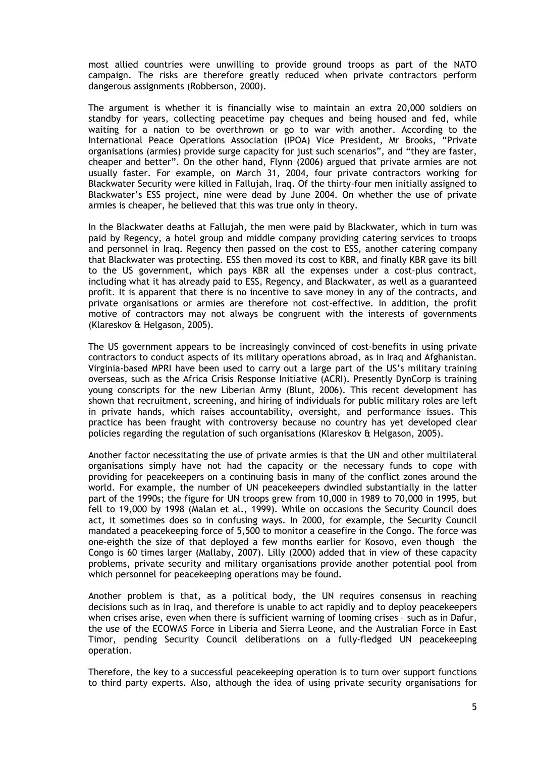most allied countries were unwilling to provide ground troops as part of the NATO campaign. The risks are therefore greatly reduced when private contractors perform dangerous assignments (Robberson, 2000).

The argument is whether it is financially wise to maintain an extra 20,000 soldiers on standby for years, collecting peacetime pay cheques and being housed and fed, while waiting for a nation to be overthrown or go to war with another. According to the International Peace Operations Association (IPOA) Vice President, Mr Brooks, "Private organisations (armies) provide surge capacity for just such scenarios", and "they are faster, cheaper and better". On the other hand, Flynn (2006) argued that private armies are not usually faster. For example, on March 31, 2004, four private contractors working for Blackwater Security were killed in Fallujah, Iraq. Of the thirty-four men initially assigned to Blackwater's ESS project, nine were dead by June 2004. On whether the use of private armies is cheaper, he believed that this was true only in theory.

In the Blackwater deaths at Fallujah, the men were paid by Blackwater, which in turn was paid by Regency, a hotel group and middle company providing catering services to troops and personnel in Iraq. Regency then passed on the cost to ESS, another catering company that Blackwater was protecting. ESS then moved its cost to KBR, and finally KBR gave its bill to the US government, which pays KBR all the expenses under a cost-plus contract, including what it has already paid to ESS, Regency, and Blackwater, as well as a guaranteed profit. It is apparent that there is no incentive to save money in any of the contracts, and private organisations or armies are therefore not cost-effective. In addition, the profit motive of contractors may not always be congruent with the interests of governments (Klareskov & Helgason, 2005).

The US government appears to be increasingly convinced of cost-benefits in using private contractors to conduct aspects of its military operations abroad, as in Iraq and Afghanistan. Virginia-based MPRI have been used to carry out a large part of the US's military training overseas, such as the Africa Crisis Response Initiative (ACRI). Presently DynCorp is training young conscripts for the new Liberian Army (Blunt, 2006). This recent development has shown that recruitment, screening, and hiring of individuals for public military roles are left in private hands, which raises accountability, oversight, and performance issues. This practice has been fraught with controversy because no country has yet developed clear policies regarding the regulation of such organisations (Klareskov & Helgason, 2005).

Another factor necessitating the use of private armies is that the UN and other multilateral organisations simply have not had the capacity or the necessary funds to cope with providing for peacekeepers on a continuing basis in many of the conflict zones around the world. For example, the number of UN peacekeepers dwindled substantially in the latter part of the 1990s; the figure for UN troops grew from 10,000 in 1989 to 70,000 in 1995, but fell to 19,000 by 1998 (Malan et al., 1999). While on occasions the Security Council does act, it sometimes does so in confusing ways. In 2000, for example, the Security Council mandated a peacekeeping force of 5,500 to monitor a ceasefire in the Congo. The force was one-eighth the size of that deployed a few months earlier for Kosovo, even though the Congo is 60 times larger (Mallaby, 2007). Lilly (2000) added that in view of these capacity problems, private security and military organisations provide another potential pool from which personnel for peacekeeping operations may be found.

Another problem is that, as a political body, the UN requires consensus in reaching decisions such as in Iraq, and therefore is unable to act rapidly and to deploy peacekeepers when crises arise, even when there is sufficient warning of looming crises – such as in Dafur, the use of the ECOWAS Force in Liberia and Sierra Leone, and the Australian Force in East Timor, pending Security Council deliberations on a fully-fledged UN peacekeeping operation.

Therefore, the key to a successful peacekeeping operation is to turn over support functions to third party experts. Also, although the idea of using private security organisations for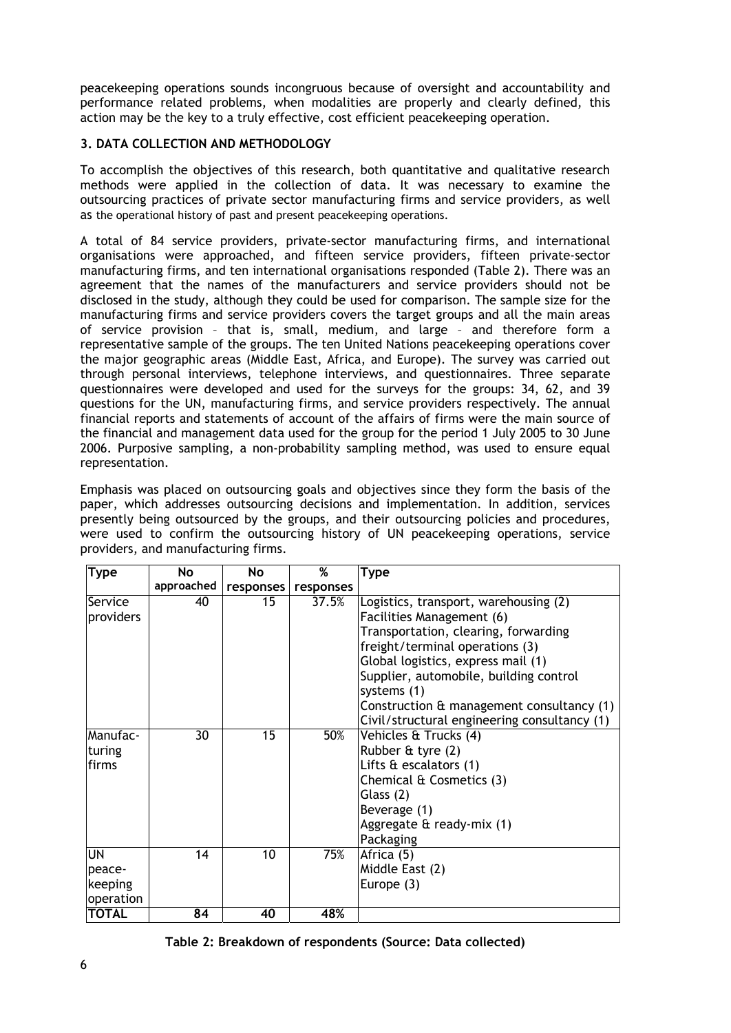peacekeeping operations sounds incongruous because of oversight and accountability and performance related problems, when modalities are properly and clearly defined, this action may be the key to a truly effective, cost efficient peacekeeping operation.

## 3. DATA COLLECTION AND METHODOLOGY

To accomplish the objectives of this research, both quantitative and qualitative research methods were applied in the collection of data. It was necessary to examine the outsourcing practices of private sector manufacturing firms and service providers, as well as the operational history of past and present peacekeeping operations.

A total of 84 service providers, private-sector manufacturing firms, and international organisations were approached, and fifteen service providers, fifteen private-sector manufacturing firms, and ten international organisations responded (Table 2). There was an agreement that the names of the manufacturers and service providers should not be disclosed in the study, although they could be used for comparison. The sample size for the manufacturing firms and service providers covers the target groups and all the main areas of service provision – that is, small, medium, and large – and therefore form a representative sample of the groups. The ten United Nations peacekeeping operations cover the major geographic areas (Middle East, Africa, and Europe). The survey was carried out through personal interviews, telephone interviews, and questionnaires. Three separate questionnaires were developed and used for the surveys for the groups: 34, 62, and 39 questions for the UN, manufacturing firms, and service providers respectively. The annual financial reports and statements of account of the affairs of firms were the main source of the financial and management data used for the group for the period 1 July 2005 to 30 June 2006. Purposive sampling, a non-probability sampling method, was used to ensure equal representation.

Emphasis was placed on outsourcing goals and objectives since they form the basis of the paper, which addresses outsourcing decisions and implementation. In addition, services presently being outsourced by the groups, and their outsourcing policies and procedures, were used to confirm the outsourcing history of UN peacekeeping operations, service providers, and manufacturing firms.

| Type | No approached | No responses | % responses | Type |
|---|---|---|---|---|
| Service providers | 40 | 15 | 37.5% | Logistics, transport, warehousing (2)<br>Facilities Management (6)<br>Transportation, clearing, forwarding freight/terminal operations (3)<br>Global logistics, express mail (1)<br>Supplier, automobile, building control systems (1)<br>Construction & management consultancy (1)<br>Civil/structural engineering consultancy (1) |
| Manufacturing firms | 30 | 15 | 50% | Vehicles & Trucks (4)<br>Rubber & tyre (2)<br>Lifts & escalators (1)<br>Chemical & Cosmetics (3)<br>Glass (2)<br>Beverage (1)<br>Aggregate & ready-mix (1)<br>Packaging |
| UN peace-keeping operation | 14 | 10 | 75% | Africa (5)<br>Middle East (2)<br>Europe (3) |
| **TOTAL** | **84** | **40** | **48%** | |

**Table 2: Breakdown of respondents (Source: Data collected)**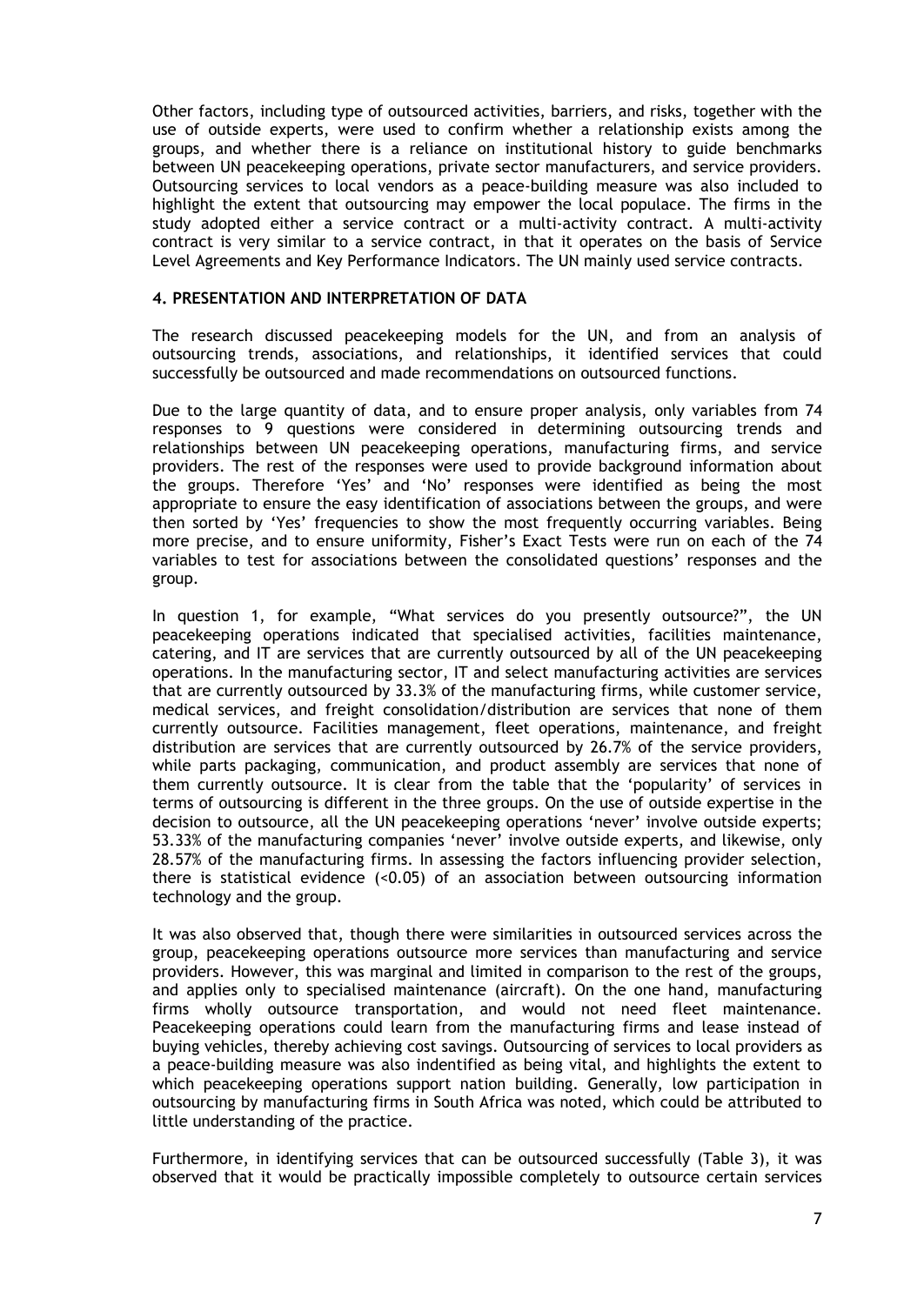Other factors, including type of outsourced activities, barriers, and risks, together with the use of outside experts, were used to confirm whether a relationship exists among the groups, and whether there is a reliance on institutional history to guide benchmarks between UN peacekeeping operations, private sector manufacturers, and service providers. Outsourcing services to local vendors as a peace-building measure was also included to highlight the extent that outsourcing may empower the local populace. The firms in the study adopted either a service contract or a multi-activity contract. A multi-activity contract is very similar to a service contract, in that it operates on the basis of Service Level Agreements and Key Performance Indicators. The UN mainly used service contracts.

## 4. PRESENTATION AND INTERPRETATION OF DATA

The research discussed peacekeeping models for the UN, and from an analysis of outsourcing trends, associations, and relationships, it identified services that could successfully be outsourced and made recommendations on outsourced functions.

Due to the large quantity of data, and to ensure proper analysis, only variables from 74 responses to 9 questions were considered in determining outsourcing trends and relationships between UN peacekeeping operations, manufacturing firms, and service providers. The rest of the responses were used to provide background information about the groups. Therefore 'Yes' and 'No' responses were identified as being the most appropriate to ensure the easy identification of associations between the groups, and were then sorted by 'Yes' frequencies to show the most frequently occurring variables. Being more precise, and to ensure uniformity, Fisher's Exact Tests were run on each of the 74 variables to test for associations between the consolidated questions' responses and the group.

In question 1, for example, "What services do you presently outsource?", the UN peacekeeping operations indicated that specialised activities, facilities maintenance, catering, and IT are services that are currently outsourced by all of the UN peacekeeping operations. In the manufacturing sector, IT and select manufacturing activities are services that are currently outsourced by 33.3% of the manufacturing firms, while customer service, medical services, and freight consolidation/distribution are services that none of them currently outsource. Facilities management, fleet operations, maintenance, and freight distribution are services that are currently outsourced by 26.7% of the service providers, while parts packaging, communication, and product assembly are services that none of them currently outsource. It is clear from the table that the 'popularity' of services in terms of outsourcing is different in the three groups. On the use of outside expertise in the decision to outsource, all the UN peacekeeping operations 'never' involve outside experts; 53.33% of the manufacturing companies 'never' involve outside experts, and likewise, only 28.57% of the manufacturing firms. In assessing the factors influencing provider selection, there is statistical evidence (<0.05) of an association between outsourcing information technology and the group.

It was also observed that, though there were similarities in outsourced services across the group, peacekeeping operations outsource more services than manufacturing and service providers. However, this was marginal and limited in comparison to the rest of the groups, and applies only to specialised maintenance (aircraft). On the one hand, manufacturing firms wholly outsource transportation, and would not need fleet maintenance. Peacekeeping operations could learn from the manufacturing firms and lease instead of buying vehicles, thereby achieving cost savings. Outsourcing of services to local providers as a peace-building measure was also indentified as being vital, and highlights the extent to which peacekeeping operations support nation building. Generally, low participation in outsourcing by manufacturing firms in South Africa was noted, which could be attributed to little understanding of the practice.

Furthermore, in identifying services that can be outsourced successfully (Table 3), it was observed that it would be practically impossible completely to outsource certain services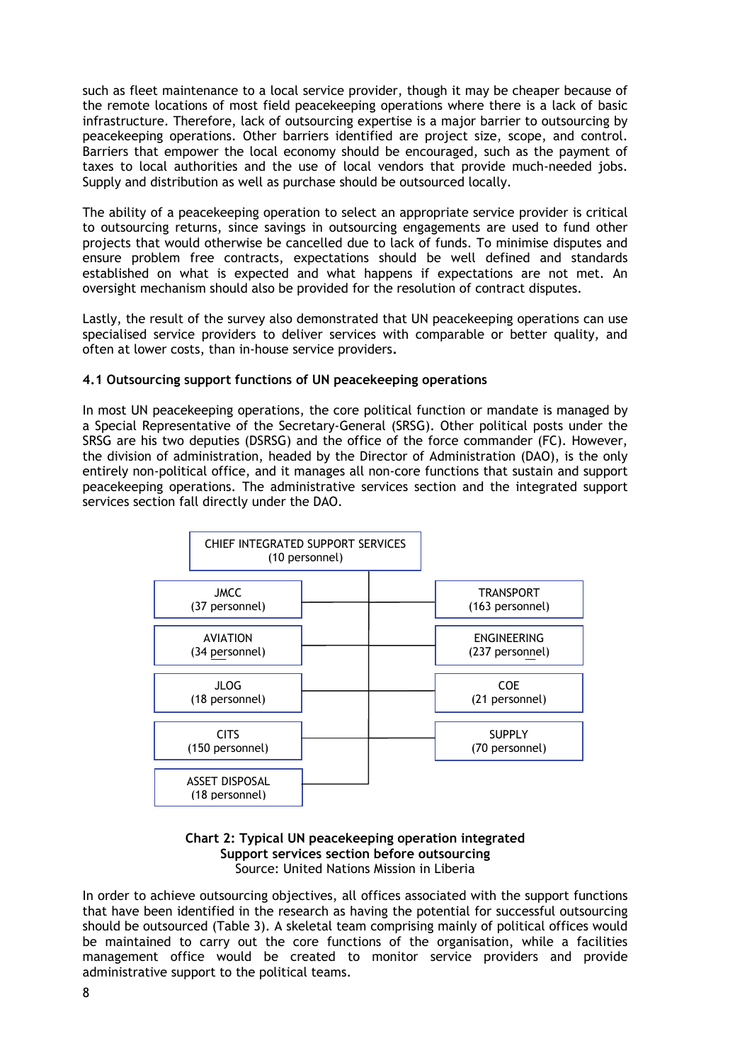such as fleet maintenance to a local service provider, though it may be cheaper because of the remote locations of most field peacekeeping operations where there is a lack of basic infrastructure. Therefore, lack of outsourcing expertise is a major barrier to outsourcing by peacekeeping operations. Other barriers identified are project size, scope, and control. Barriers that empower the local economy should be encouraged, such as the payment of taxes to local authorities and the use of local vendors that provide much-needed jobs. Supply and distribution as well as purchase should be outsourced locally.

The ability of a peacekeeping operation to select an appropriate service provider is critical to outsourcing returns, since savings in outsourcing engagements are used to fund other projects that would otherwise be cancelled due to lack of funds. To minimise disputes and ensure problem free contracts, expectations should be well defined and standards established on what is expected and what happens if expectations are not met. An oversight mechanism should also be provided for the resolution of contract disputes.

Lastly, the result of the survey also demonstrated that UN peacekeeping operations can use specialised service providers to deliver services with comparable or better quality, and often at lower costs, than in-house service providers.

### 4.1 Outsourcing support functions of UN peacekeeping operations

In most UN peacekeeping operations, the core political function or mandate is managed by a Special Representative of the Secretary-General (SRSG). Other political posts under the SRSG are his two deputies (DSRSG) and the office of the force commander (FC). However, the division of administration, headed by the Director of Administration (DAO), is the only entirely non-political office, and it manages all non-core functions that sustain and support peacekeeping operations. The administrative services section and the integrated support services section fall directly under the DAO.

CHIEF INTEGRATED SUPPORT SERVICES (10 personnel)

JMCC (37 personnel)

TRANSPORT (163 personnel)

AVIATION (34 personnel)

ENGINEERING (237 personnel)

JLOG (18 personnel)

COE (21 personnel)

CITS (150 personnel)

SUPPLY (70 personnel)

ASSET DISPOSAL (18 personnel)

**Chart 2: Typical UN peacekeeping operation integrated Support services section before outsourcing**
Source: United Nations Mission in Liberia

In order to achieve outsourcing objectives, all offices associated with the support functions that have been identified in the research as having the potential for successful outsourcing should be outsourced (Table 3). A skeletal team comprising mainly of political offices would be maintained to carry out the core functions of the organisation, while a facilities management office would be created to monitor service providers and provide administrative support to the political teams.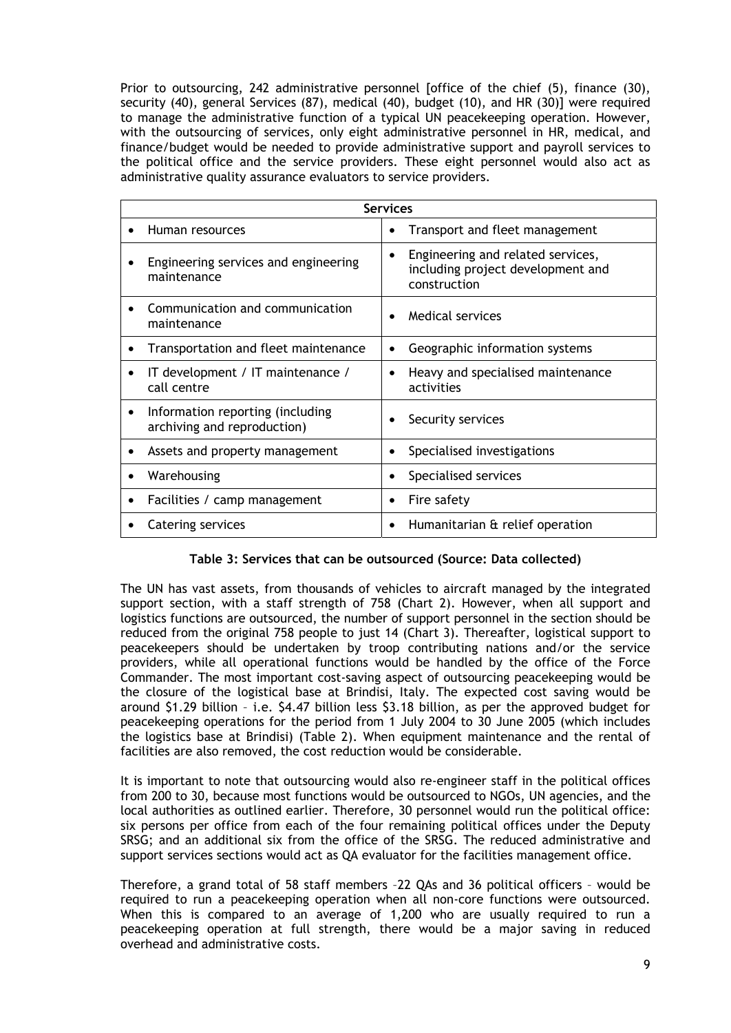Prior to outsourcing, 242 administrative personnel [office of the chief (5), finance (30), security (40), general Services (87), medical (40), budget (10), and HR (30)] were required to manage the administrative function of a typical UN peacekeeping operation. However, with the outsourcing of services, only eight administrative personnel in HR, medical, and finance/budget would be needed to provide administrative support and payroll services to the political office and the service providers. These eight personnel would also act as administrative quality assurance evaluators to service providers.

| Services | |
|---|---|
| • Human resources | • Transport and fleet management |
| • Engineering services and engineering maintenance | • Engineering and related services, including project development and construction |
| • Communication and communication maintenance | • Medical services |
| • Transportation and fleet maintenance | • Geographic information systems |
| • IT development / IT maintenance / call centre | • Heavy and specialised maintenance activities |
| • Information reporting (including archiving and reproduction) | • Security services |
| • Assets and property management | • Specialised investigations |
| • Warehousing | • Specialised services |
| • Facilities / camp management | • Fire safety |
| • Catering services | • Humanitarian & relief operation |

**Table 3: Services that can be outsourced (Source: Data collected)**

The UN has vast assets, from thousands of vehicles to aircraft managed by the integrated support section, with a staff strength of 758 (Chart 2). However, when all support and logistics functions are outsourced, the number of support personnel in the section should be reduced from the original 758 people to just 14 (Chart 3). Thereafter, logistical support to peacekeepers should be undertaken by troop contributing nations and/or the service providers, while all operational functions would be handled by the office of the Force Commander. The most important cost-saving aspect of outsourcing peacekeeping would be the closure of the logistical base at Brindisi, Italy. The expected cost saving would be around $1.29 billion – i.e. $4.47 billion less $3.18 billion, as per the approved budget for peacekeeping operations for the period from 1 July 2004 to 30 June 2005 (which includes the logistics base at Brindisi) (Table 2). When equipment maintenance and the rental of facilities are also removed, the cost reduction would be considerable.

It is important to note that outsourcing would also re-engineer staff in the political offices from 200 to 30, because most functions would be outsourced to NGOs, UN agencies, and the local authorities as outlined earlier. Therefore, 30 personnel would run the political office: six persons per office from each of the four remaining political offices under the Deputy SRSG; and an additional six from the office of the SRSG. The reduced administrative and support services sections would act as QA evaluator for the facilities management office.

Therefore, a grand total of 58 staff members –22 QAs and 36 political officers – would be required to run a peacekeeping operation when all non-core functions were outsourced. When this is compared to an average of 1,200 who are usually required to run a peacekeeping operation at full strength, there would be a major saving in reduced overhead and administrative costs.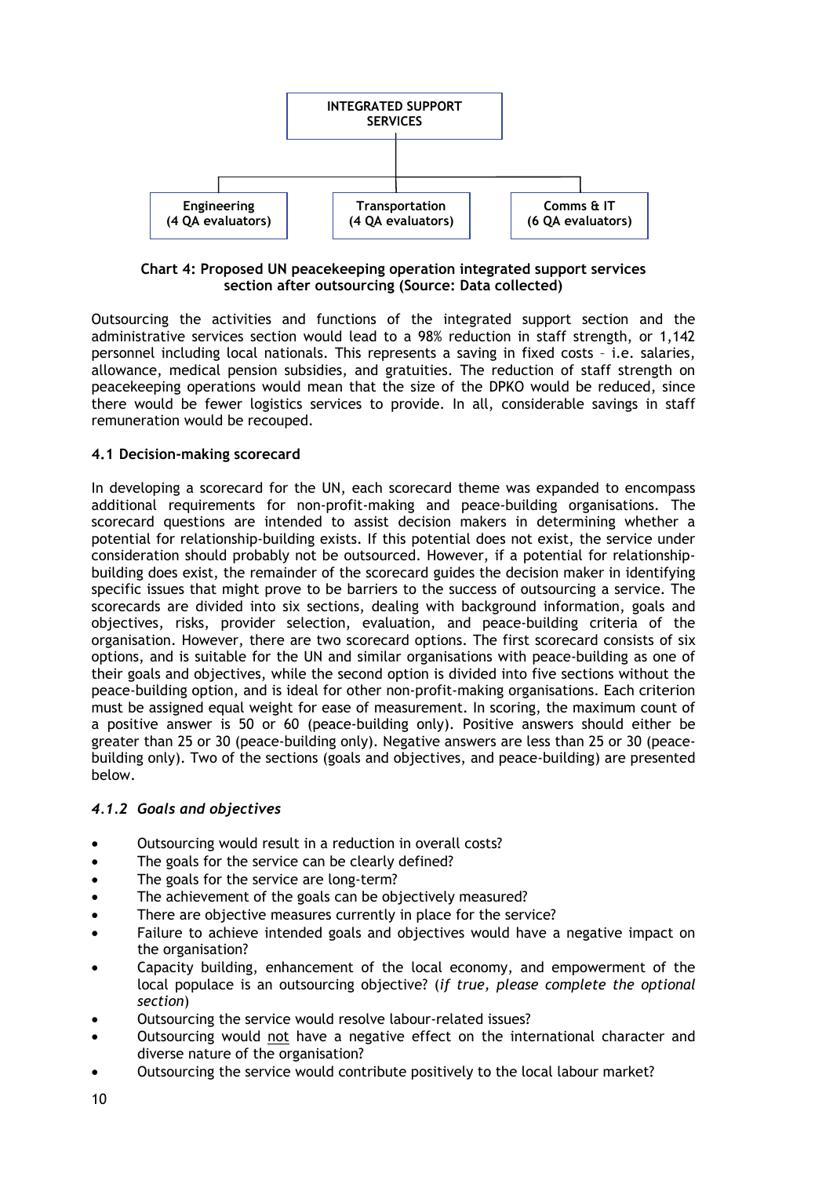INTEGRATED SUPPORT SERVICES

Engineering (4 QA evaluators)

Transportation (4 QA evaluators)

Comms & IT (6 QA evaluators)

**Chart 4: Proposed UN peacekeeping operation integrated support services section after outsourcing (Source: Data collected)**

Outsourcing the activities and functions of the integrated support section and the administrative services section would lead to a 98% reduction in staff strength, or 1,142 personnel including local nationals. This represents a saving in fixed costs – i.e. salaries, allowance, medical pension subsidies, and gratuities. The reduction of staff strength on peacekeeping operations would mean that the size of the DPKO would be reduced, since there would be fewer logistics services to provide. In all, considerable savings in staff remuneration would be recouped.

### 4.1 Decision-making scorecard

In developing a scorecard for the UN, each scorecard theme was expanded to encompass additional requirements for non-profit-making and peace-building organisations. The scorecard questions are intended to assist decision makers in determining whether a potential for relationship-building exists. If this potential does not exist, the service under consideration should probably not be outsourced. However, if a potential for relationship-building does exist, the remainder of the scorecard guides the decision maker in identifying specific issues that might prove to be barriers to the success of outsourcing a service. The scorecards are divided into six sections, dealing with background information, goals and objectives, risks, provider selection, evaluation, and peace-building criteria of the organisation. However, there are two scorecard options. The first scorecard consists of six options, and is suitable for the UN and similar organisations with peace-building as one of their goals and objectives, while the second option is divided into five sections without the peace-building option, and is ideal for other non-profit-making organisations. Each criterion must be assigned equal weight for ease of measurement. In scoring, the maximum count of a positive answer is 50 or 60 (peace-building only). Positive answers should either be greater than 25 or 30 (peace-building only). Negative answers are less than 25 or 30 (peace-building only). Two of the sections (goals and objectives, and peace-building) are presented below.

#### *4.1.2 Goals and objectives*

- Outsourcing would result in a reduction in overall costs?
- The goals for the service can be clearly defined?
- The goals for the service are long-term?
- The achievement of the goals can be objectively measured?
- There are objective measures currently in place for the service?
- Failure to achieve intended goals and objectives would have a negative impact on the organisation?
- Capacity building, enhancement of the local economy, and empowerment of the local populace is an outsourcing objective? (*if true, please complete the optional section*)
- Outsourcing the service would resolve labour-related issues?
- Outsourcing would <u>not</u> have a negative effect on the international character and diverse nature of the organisation?
- Outsourcing the service would contribute positively to the local labour market?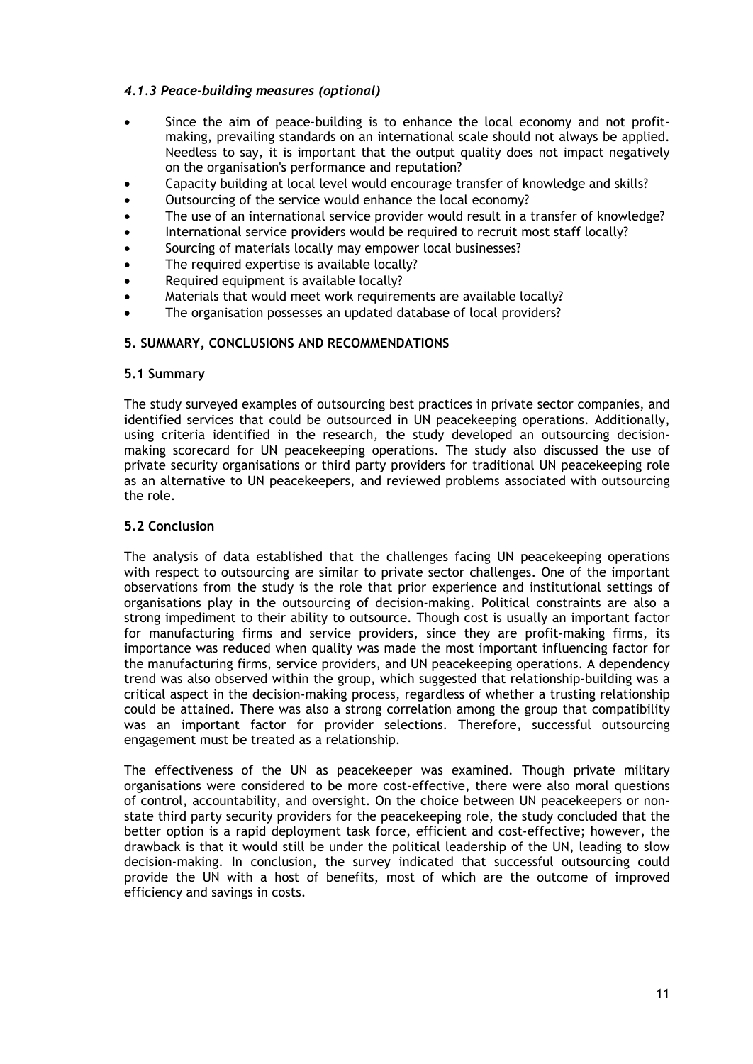#### *4.1.3 Peace-building measures (optional)*

- Since the aim of peace-building is to enhance the local economy and not profit-making, prevailing standards on an international scale should not always be applied. Needless to say, it is important that the output quality does not impact negatively on the organisation's performance and reputation?
- Capacity building at local level would encourage transfer of knowledge and skills?
- Outsourcing of the service would enhance the local economy?
- The use of an international service provider would result in a transfer of knowledge?
- International service providers would be required to recruit most staff locally?
- Sourcing of materials locally may empower local businesses?
- The required expertise is available locally?
- Required equipment is available locally?
- Materials that would meet work requirements are available locally?
- The organisation possesses an updated database of local providers?

## 5. SUMMARY, CONCLUSIONS AND RECOMMENDATIONS

### 5.1 Summary

The study surveyed examples of outsourcing best practices in private sector companies, and identified services that could be outsourced in UN peacekeeping operations. Additionally, using criteria identified in the research, the study developed an outsourcing decision-making scorecard for UN peacekeeping operations. The study also discussed the use of private security organisations or third party providers for traditional UN peacekeeping role as an alternative to UN peacekeepers, and reviewed problems associated with outsourcing the role.

### 5.2 Conclusion

The analysis of data established that the challenges facing UN peacekeeping operations with respect to outsourcing are similar to private sector challenges. One of the important observations from the study is the role that prior experience and institutional settings of organisations play in the outsourcing of decision-making. Political constraints are also a strong impediment to their ability to outsource. Though cost is usually an important factor for manufacturing firms and service providers, since they are profit-making firms, its importance was reduced when quality was made the most important influencing factor for the manufacturing firms, service providers, and UN peacekeeping operations. A dependency trend was also observed within the group, which suggested that relationship-building was a critical aspect in the decision-making process, regardless of whether a trusting relationship could be attained. There was also a strong correlation among the group that compatibility was an important factor for provider selections. Therefore, successful outsourcing engagement must be treated as a relationship.

The effectiveness of the UN as peacekeeper was examined. Though private military organisations were considered to be more cost-effective, there were also moral questions of control, accountability, and oversight. On the choice between UN peacekeepers or non-state third party security providers for the peacekeeping role, the study concluded that the better option is a rapid deployment task force, efficient and cost-effective; however, the drawback is that it would still be under the political leadership of the UN, leading to slow decision-making. In conclusion, the survey indicated that successful outsourcing could provide the UN with a host of benefits, most of which are the outcome of improved efficiency and savings in costs.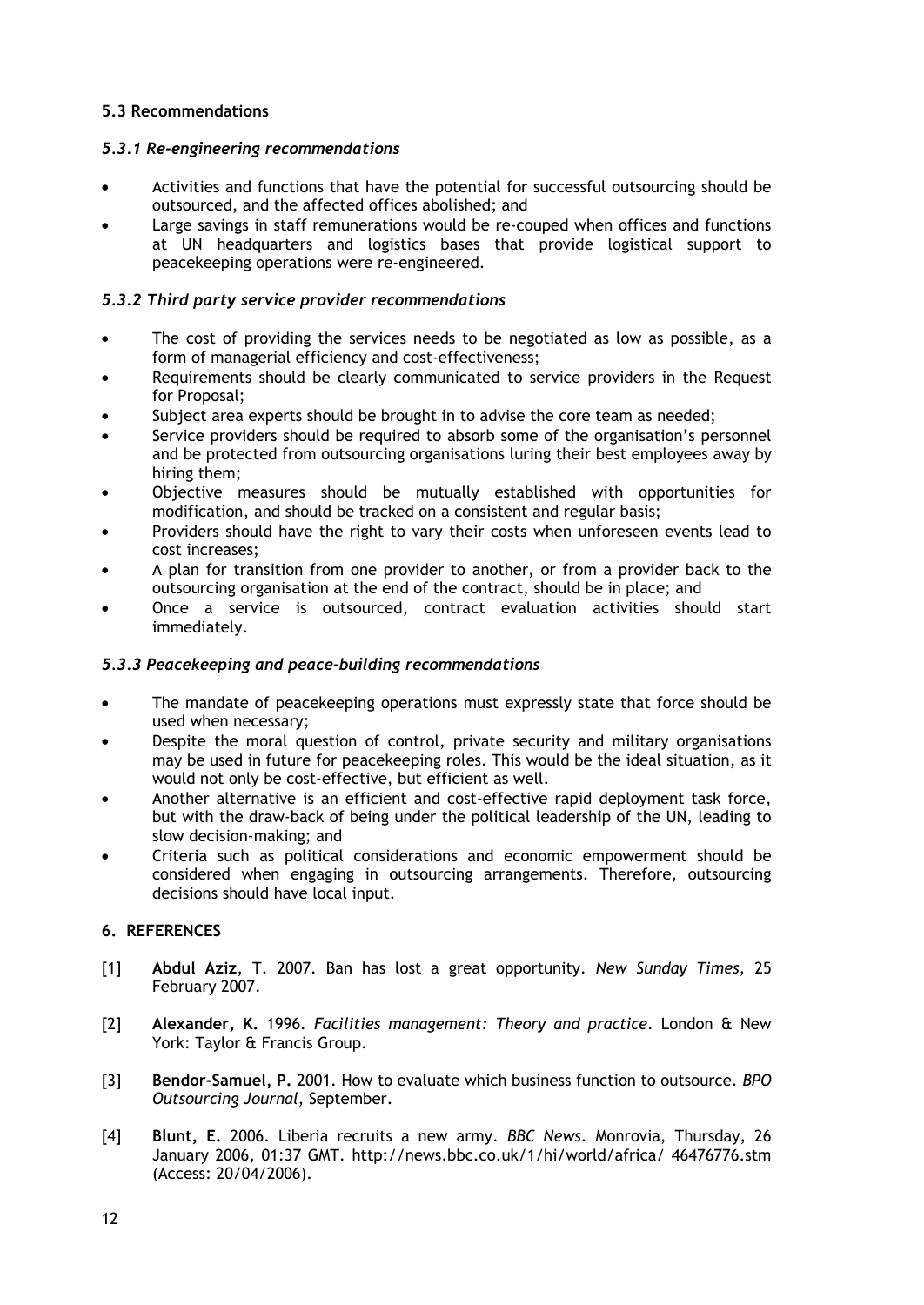### 5.3 Recommendations

#### *5.3.1 Re-engineering recommendations*

- Activities and functions that have the potential for successful outsourcing should be outsourced, and the affected offices abolished; and
- Large savings in staff remunerations would be re-couped when offices and functions at UN headquarters and logistics bases that provide logistical support to peacekeeping operations were re-engineered.

#### *5.3.2 Third party service provider recommendations*

- The cost of providing the services needs to be negotiated as low as possible, as a form of managerial efficiency and cost-effectiveness;
- Requirements should be clearly communicated to service providers in the Request for Proposal;
- Subject area experts should be brought in to advise the core team as needed;
- Service providers should be required to absorb some of the organisation's personnel and be protected from outsourcing organisations luring their best employees away by hiring them;
- Objective measures should be mutually established with opportunities for modification, and should be tracked on a consistent and regular basis;
- Providers should have the right to vary their costs when unforeseen events lead to cost increases;
- A plan for transition from one provider to another, or from a provider back to the outsourcing organisation at the end of the contract, should be in place; and
- Once a service is outsourced, contract evaluation activities should start immediately.

#### *5.3.3 Peacekeeping and peace-building recommendations*

- The mandate of peacekeeping operations must expressly state that force should be used when necessary;
- Despite the moral question of control, private security and military organisations may be used in future for peacekeeping roles. This would be the ideal situation, as it would not only be cost-effective, but efficient as well.
- Another alternative is an efficient and cost-effective rapid deployment task force, but with the draw-back of being under the political leadership of the UN, leading to slow decision-making; and
- Criteria such as political considerations and economic empowerment should be considered when engaging in outsourcing arrangements. Therefore, outsourcing decisions should have local input.

## 6. REFERENCES

[1] **Abdul Aziz**, T. 2007. Ban has lost a great opportunity. *New Sunday Times*, 25 February 2007.

[2] **Alexander, K.** 1996. *Facilities management: Theory and practice*. London & New York: Taylor & Francis Group.

[3] **Bendor-Samuel, P.** 2001. How to evaluate which business function to outsource. *BPO Outsourcing Journal*, September.

[4] **Blunt, E.** 2006. Liberia recruits a new army. *BBC News*. Monrovia, Thursday, 26 January 2006, 01:37 GMT. http://news.bbc.co.uk/1/hi/world/africa/ 46476776.stm (Access: 20/04/2006).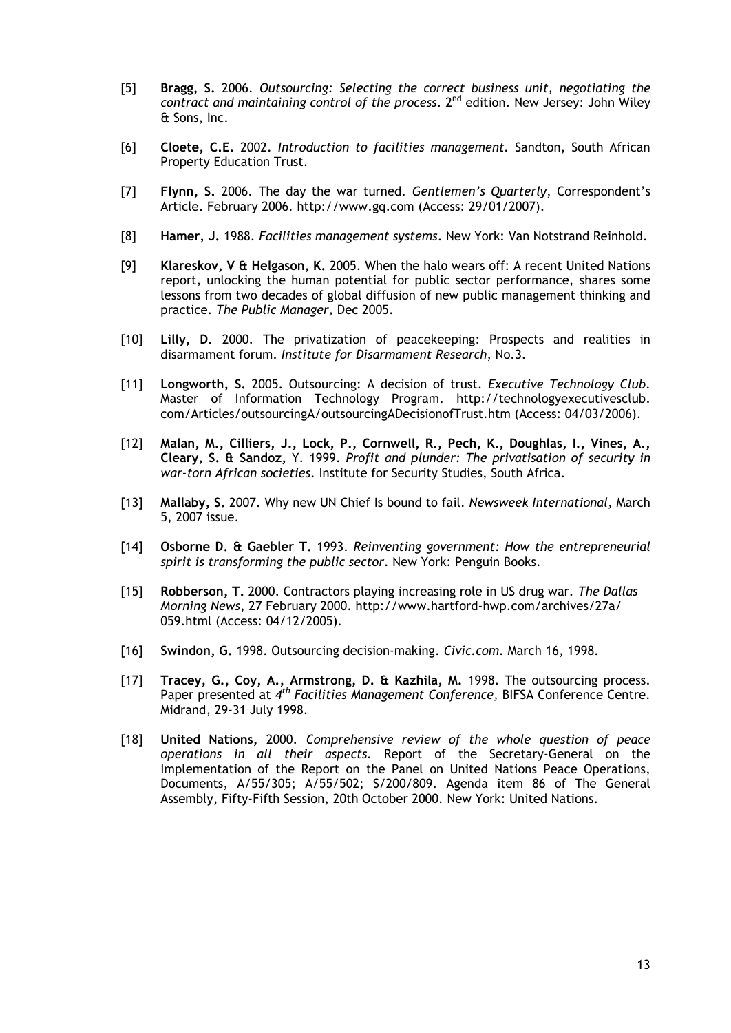[5] **Bragg, S.** 2006. *Outsourcing: Selecting the correct business unit, negotiating the contract and maintaining control of the process*. 2nd edition. New Jersey: John Wiley & Sons, Inc.

[6] **Cloete, C.E.** 2002. *Introduction to facilities management*. Sandton, South African Property Education Trust.

[7] **Flynn, S.** 2006. The day the war turned. *Gentlemen's Quarterly*, Correspondent's Article. February 2006. http://www.gq.com (Access: 29/01/2007).

[8] **Hamer, J.** 1988. *Facilities management systems*. New York: Van Notstrand Reinhold.

[9] **Klareskov, V & Helgason, K.** 2005. When the halo wears off: A recent United Nations report, unlocking the human potential for public sector performance, shares some lessons from two decades of global diffusion of new public management thinking and practice. *The Public Manager,* Dec 2005.

[10] **Lilly, D.** 2000. The privatization of peacekeeping: Prospects and realities in disarmament forum. *Institute for Disarmament Research*, No.3.

[11] **Longworth, S.** 2005. Outsourcing: A decision of trust. *Executive Technology Club*. Master of Information Technology Program. http://technologyexecutivesclub.com/Articles/outsourcingA/outsourcingADecisionofTrust.htm (Access: 04/03/2006).

[12] **Malan, M., Cilliers, J., Lock, P., Cornwell, R., Pech, K., Doughlas, I., Vines, A., Cleary, S. & Sandoz,** Y. 1999. *Profit and plunder: The privatisation of security in war-torn African societies*. Institute for Security Studies, South Africa.

[13] **Mallaby, S.** 2007. Why new UN Chief Is bound to fail. *Newsweek International,* March 5, 2007 issue.

[14] **Osborne D. & Gaebler T.** 1993. *Reinventing government: How the entrepreneurial spirit is transforming the public sector*. New York: Penguin Books.

[15] **Robberson, T.** 2000. Contractors playing increasing role in US drug war. *The Dallas Morning News*, 27 February 2000. http://www.hartford-hwp.com/archives/27a/059.html (Access: 04/12/2005).

[16] **Swindon, G.** 1998. Outsourcing decision-making. *Civic.com*. March 16, 1998.

[17] **Tracey, G., Coy, A., Armstrong, D. & Kazhila, M.** 1998. The outsourcing process. Paper presented at *4th Facilities Management Conference,* BIFSA Conference Centre. Midrand, 29-31 July 1998.

[18] **United Nations,** 2000. *Comprehensive review of the whole question of peace operations in all their aspects*. Report of the Secretary-General on the Implementation of the Report on the Panel on United Nations Peace Operations, Documents, A/55/305; A/55/502; S/200/809. Agenda item 86 of The General Assembly, Fifty-Fifth Session, 20th October 2000. New York: United Nations.